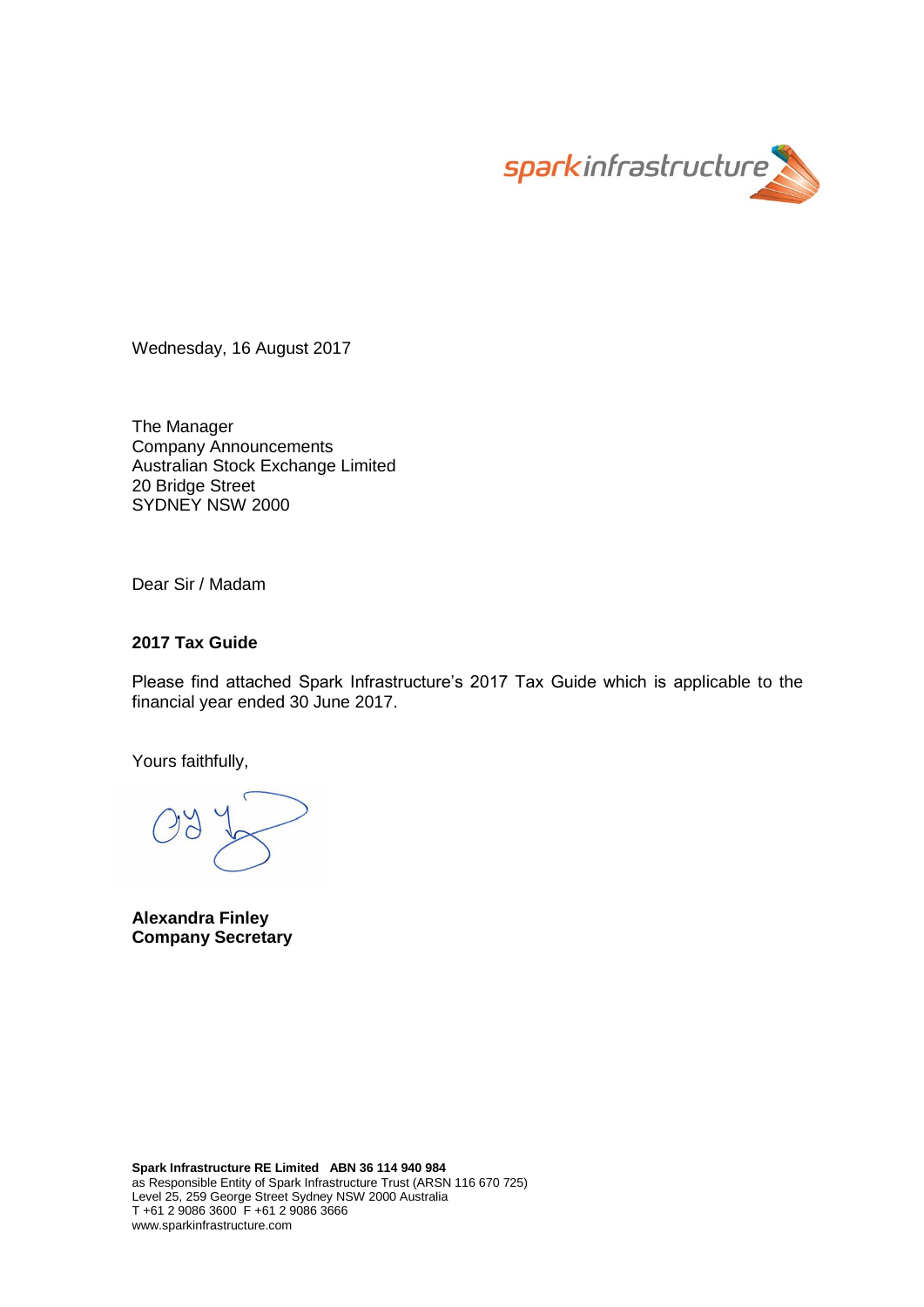Wednesday, 16 August 2017

The Manager
Company Announcements
Australian Stock Exchange Limited
20 Bridge Street
SYDNEY NSW 2000

Dear Sir / Madam

**2017 Tax Guide**

Please find attached Spark Infrastructure's 2017 Tax Guide which is applicable to the financial year ended 30 June 2017.

Yours faithfully,

**Alexandra Finley**
**Company Secretary**

**Spark Infrastructure RE Limited ABN 36 114 940 984**
as Responsible Entity of Spark Infrastructure Trust (ARSN 116 670 725)
Level 25, 259 George Street Sydney NSW 2000 Australia
T +61 2 9086 3600 F +61 2 9086 3666
www.sparkinfrastructure.com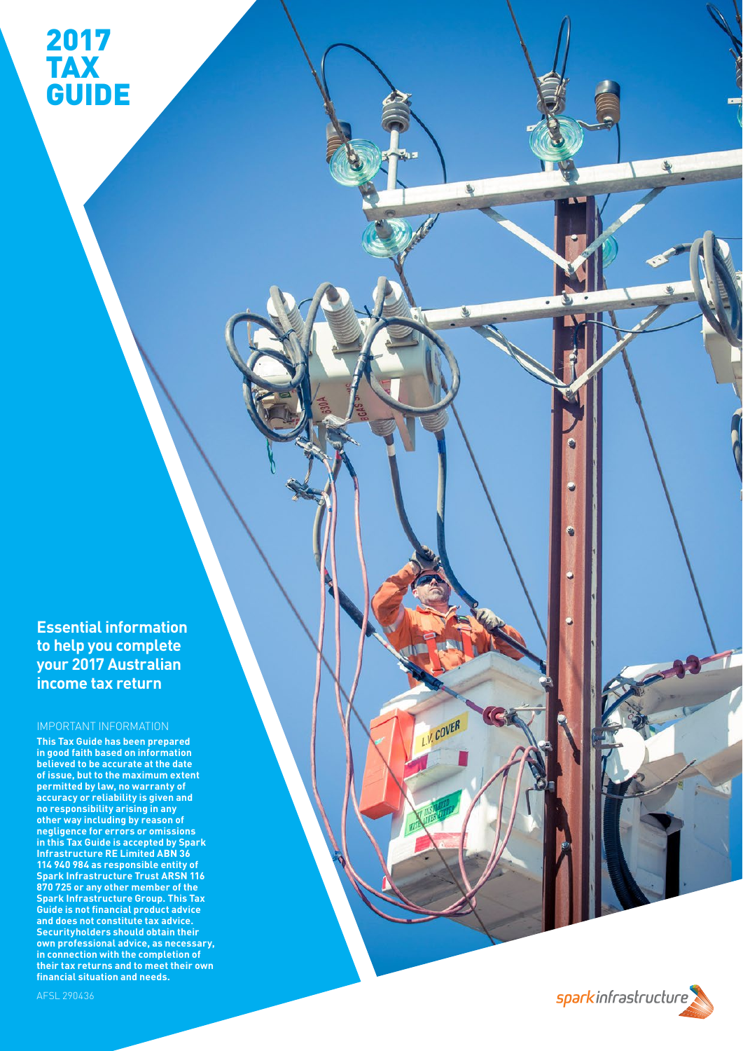# 2017 TAX GUIDE

## Essential information to help you complete your 2017 Australian income tax return

IMPORTANT INFORMATION

**This Tax Guide has been prepared in good faith based on information believed to be accurate at the date of issue, but to the maximum extent permitted by law, no warranty of accuracy or reliability is given and no responsibility arising in any other way including by reason of negligence for errors or omissions in this Tax Guide is accepted by Spark Infrastructure RE Limited ABN 36 114 940 984 as responsible entity of Spark Infrastructure Trust ARSN 116 870 725 or any other member of the Spark Infrastructure Group. This Tax Guide is not financial product advice and does not constitute tax advice. Securityholders should obtain their own professional advice, as necessary, in connection with the completion of their tax returns and to meet their own financial situation and needs.**

AFSL 290436

spark infrastructure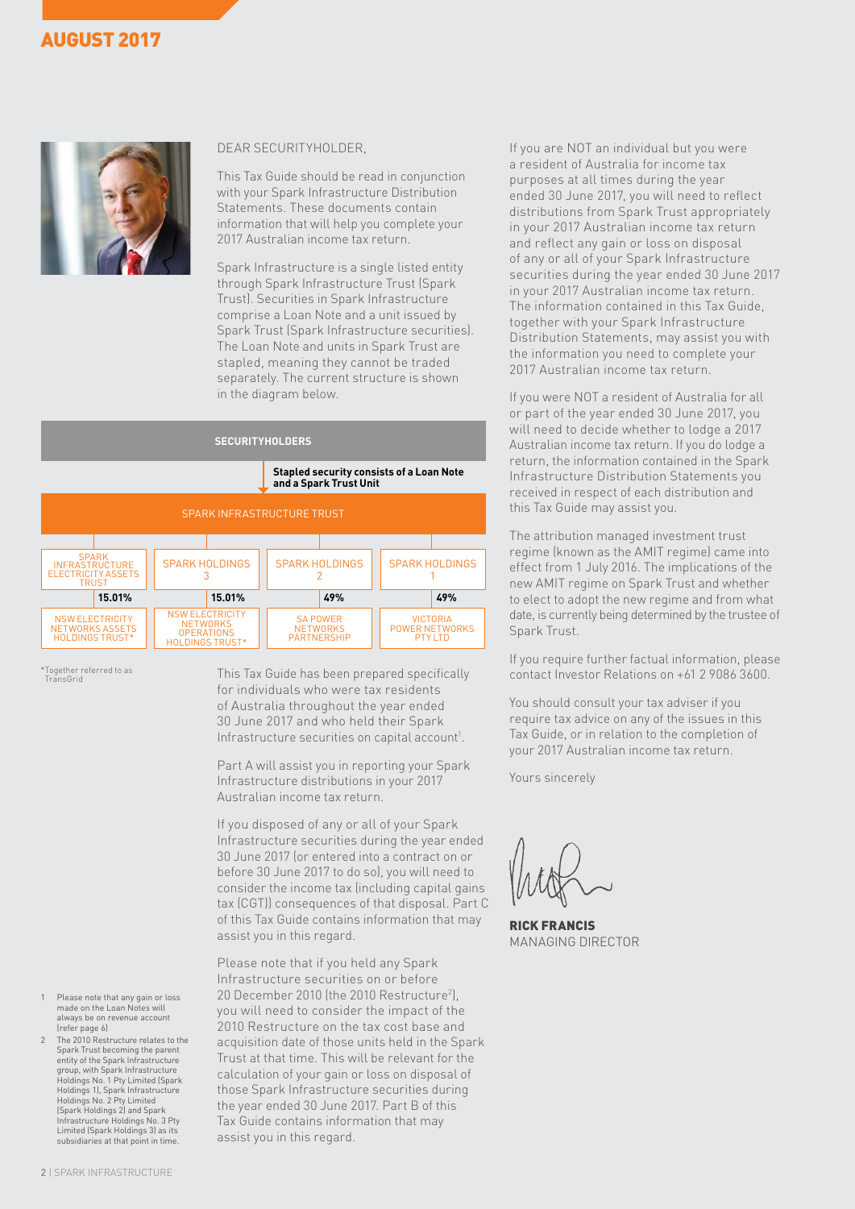# AUGUST 2017

DEAR SECURITYHOLDER,

This Tax Guide should be read in conjunction with your Spark Infrastructure Distribution Statements. These documents contain information that will help you complete your 2017 Australian income tax return.

Spark Infrastructure is a single listed entity through Spark Infrastructure Trust (Spark Trust). Securities in Spark Infrastructure comprise a Loan Note and a unit issued by Spark Trust (Spark Infrastructure securities). The Loan Note and units in Spark Trust are stapled, meaning they cannot be traded separately. The current structure is shown in the diagram below.

**SECURITYHOLDERS**

**Stapled security consists of a Loan Note and a Spark Trust Unit**

SPARK INFRASTRUCTURE TRUST

| SPARK INFRASTRUCTURE ELECTRICITY ASSETS TRUST | SPARK HOLDINGS 3 | SPARK HOLDINGS 2 | SPARK HOLDINGS 1 |
|---|---|---|---|
| **15.01%** | **15.01%** | **49%** | **49%** |
| NSW ELECTRICITY NETWORKS ASSETS HOLDINGS TRUST* | NSW ELECTRICITY NETWORKS OPERATIONS HOLDINGS TRUST* | SA POWER NETWORKS PARTNERSHIP | VICTORIA POWER NETWORKS PTY LTD |

*Together referred to as TransGrid

This Tax Guide has been prepared specifically for individuals who were tax residents of Australia throughout the year ended 30 June 2017 and who held their Spark Infrastructure securities on capital account[1].

Part A will assist you in reporting your Spark Infrastructure distributions in your 2017 Australian income tax return.

If you disposed of any or all of your Spark Infrastructure securities during the year ended 30 June 2017 (or entered into a contract on or before 30 June 2017 to do so), you will need to consider the income tax (including capital gains tax (CGT)) consequences of that disposal. Part C of this Tax Guide contains information that may assist you in this regard.

Please note that if you held any Spark Infrastructure securities on or before 20 December 2010 (the 2010 Restructure[2]), you will need to consider the impact of the 2010 Restructure on the tax cost base and acquisition date of those units held in the Spark Trust at that time. This will be relevant for the calculation of your gain or loss on disposal of those Spark Infrastructure securities during the year ended 30 June 2017. Part B of this Tax Guide contains information that may assist you in this regard.

If you are NOT an individual but you were a resident of Australia for income tax purposes at all times during the year ended 30 June 2017, you will need to reflect distributions from Spark Trust appropriately in your 2017 Australian income tax return and reflect any gain or loss on disposal of any or all of your Spark Infrastructure securities during the year ended 30 June 2017 in your 2017 Australian income tax return. The information contained in this Tax Guide, together with your Spark Infrastructure Distribution Statements, may assist you with the information you need to complete your 2017 Australian income tax return.

If you were NOT a resident of Australia for all or part of the year ended 30 June 2017, you will need to decide whether to lodge a 2017 Australian income tax return. If you do lodge a return, the information contained in the Spark Infrastructure Distribution Statements you received in respect of each distribution and this Tax Guide may assist you.

The attribution managed investment trust regime (known as the AMIT regime) came into effect from 1 July 2016. The implications of the new AMIT regime on Spark Trust and whether to elect to adopt the new regime and from what date, is currently being determined by the trustee of Spark Trust.

If you require further factual information, please contact Investor Relations on +61 2 9086 3600.

You should consult your tax adviser if you require tax advice on any of the issues in this Tax Guide, or in relation to the completion of your 2017 Australian income tax return.

Yours sincerely

**RICK FRANCIS**
MANAGING DIRECTOR

1 Please note that any gain or loss made on the Loan Notes will always be on revenue account (refer page 6)

2 The 2010 Restructure relates to the Spark Trust becoming the parent entity of the Spark Infrastructure group, with Spark Infrastructure Holdings No. 1 Pty Limited (Spark Holdings 1), Spark Infrastructure Holdings No. 2 Pty Limited (Spark Holdings 2) and Spark Infrastructure Holdings No. 3 Pty Limited (Spark Holdings 3) as its subsidiaries at that point in time.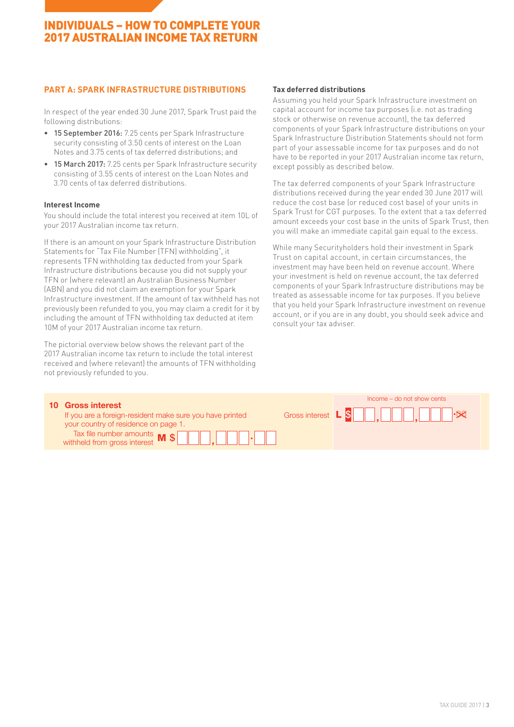# INDIVIDUALS – HOW TO COMPLETE YOUR 2017 AUSTRALIAN INCOME TAX RETURN

## PART A: SPARK INFRASTRUCTURE DISTRIBUTIONS

In respect of the year ended 30 June 2017, Spark Trust paid the following distributions:

- **15 September 2016:** 7.25 cents per Spark Infrastructure security consisting of 3.50 cents of interest on the Loan Notes and 3.75 cents of tax deferred distributions; and
- **15 March 2017:** 7.25 cents per Spark Infrastructure security consisting of 3.55 cents of interest on the Loan Notes and 3.70 cents of tax deferred distributions.

### Interest Income

You should include the total interest you received at item 10L of your 2017 Australian income tax return.

If there is an amount on your Spark Infrastructure Distribution Statements for "Tax File Number (TFN) withholding", it represents TFN withholding tax deducted from your Spark Infrastructure distributions because you did not supply your TFN or (where relevant) an Australian Business Number (ABN) and you did not claim an exemption for your Spark Infrastructure investment. If the amount of tax withheld has not previously been refunded to you, you may claim a credit for it by including the amount of TFN withholding tax deducted at item 10M of your 2017 Australian income tax return.

The pictorial overview below shows the relevant part of the 2017 Australian income tax return to include the total interest received and (where relevant) the amounts of TFN withholding not previously refunded to you.

### Tax deferred distributions

Assuming you held your Spark Infrastructure investment on capital account for income tax purposes (i.e. not as trading stock or otherwise on revenue account), the tax deferred components of your Spark Infrastructure distributions on your Spark Infrastructure Distribution Statements should not form part of your assessable income for tax purposes and do not have to be reported in your 2017 Australian income tax return, except possibly as described below.

The tax deferred components of your Spark Infrastructure distributions received during the year ended 30 June 2017 will reduce the cost base (or reduced cost base) of your units in Spark Trust for CGT purposes. To the extent that a tax deferred amount exceeds your cost base in the units of Spark Trust, then you will make an immediate capital gain equal to the excess.

While many Securityholders hold their investment in Spark Trust on capital account, in certain circumstances, the investment may have been held on revenue account. Where your investment is held on revenue account, the tax deferred components of your Spark Infrastructure distributions may be treated as assessable income for tax purposes. If you believe that you held your Spark Infrastructure investment on revenue account, or if you are in any doubt, you should seek advice and consult your tax adviser.

**10 Gross interest**

If you are a foreign-resident make sure you have printed your country of residence on page 1.

Income – do not show cents

Gross interest **L** $ ___,___,___.~~00~~

Tax file number amounts withheld from gross interest **M** $ ___,___.__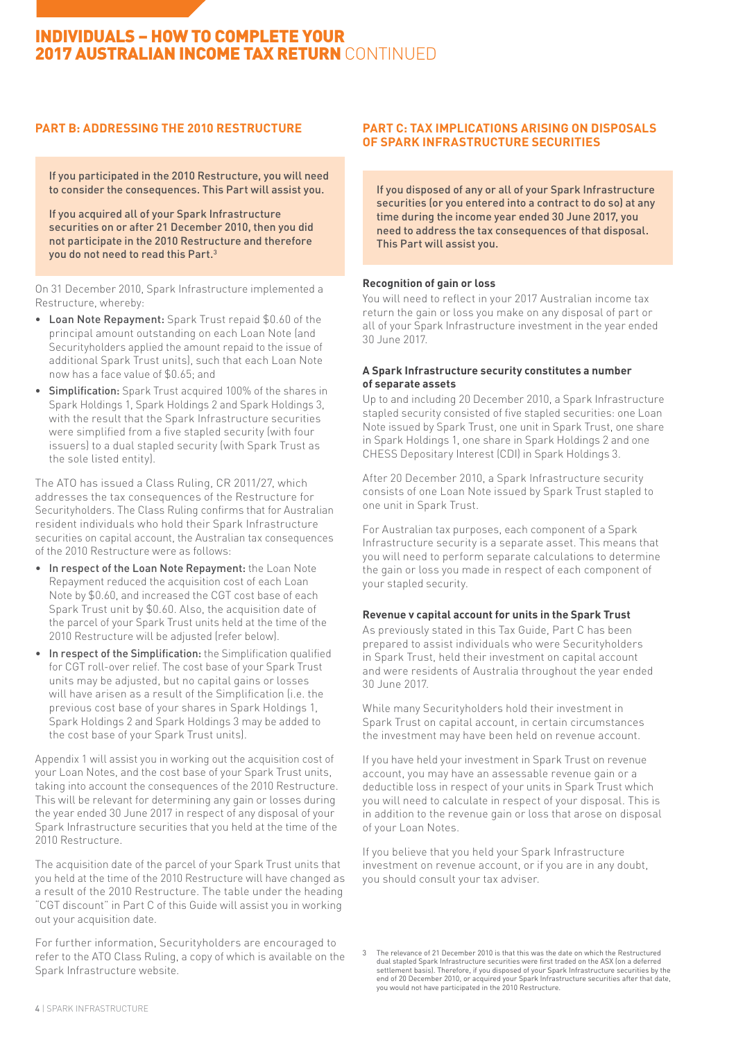## PART B: ADDRESSING THE 2010 RESTRUCTURE

If you participated in the 2010 Restructure, you will need to consider the consequences. This Part will assist you.

If you acquired all of your Spark Infrastructure securities on or after 21 December 2010, then you did not participate in the 2010 Restructure and therefore you do not need to read this Part.[3]

On 31 December 2010, Spark Infrastructure implemented a Restructure, whereby:

- **Loan Note Repayment:** Spark Trust repaid $0.60 of the principal amount outstanding on each Loan Note (and Securityholders applied the amount repaid to the issue of additional Spark Trust units), such that each Loan Note now has a face value of $0.65; and
- **Simplification:** Spark Trust acquired 100% of the shares in Spark Holdings 1, Spark Holdings 2 and Spark Holdings 3, with the result that the Spark Infrastructure securities were simplified from a five stapled security (with four issuers) to a dual stapled security (with Spark Trust as the sole listed entity).

The ATO has issued a Class Ruling, CR 2011/27, which addresses the tax consequences of the Restructure for Securityholders. The Class Ruling confirms that for Australian resident individuals who hold their Spark Infrastructure securities on capital account, the Australian tax consequences of the 2010 Restructure were as follows:

- **In respect of the Loan Note Repayment:** the Loan Note Repayment reduced the acquisition cost of each Loan Note by $0.60, and increased the CGT cost base of each Spark Trust unit by $0.60. Also, the acquisition date of the parcel of your Spark Trust units held at the time of the 2010 Restructure will be adjusted (refer below).
- **In respect of the Simplification:** the Simplification qualified for CGT roll-over relief. The cost base of your Spark Trust units may be adjusted, but no capital gains or losses will have arisen as a result of the Simplification (i.e. the previous cost base of your shares in Spark Holdings 1, Spark Holdings 2 and Spark Holdings 3 may be added to the cost base of your Spark Trust units).

Appendix 1 will assist you in working out the acquisition cost of your Loan Notes, and the cost base of your Spark Trust units, taking into account the consequences of the 2010 Restructure. This will be relevant for determining any gain or losses during the year ended 30 June 2017 in respect of any disposal of your Spark Infrastructure securities that you held at the time of the 2010 Restructure.

The acquisition date of the parcel of your Spark Trust units that you held at the time of the 2010 Restructure will have changed as a result of the 2010 Restructure. The table under the heading "CGT discount" in Part C of this Guide will assist you in working out your acquisition date.

For further information, Securityholders are encouraged to refer to the ATO Class Ruling, a copy of which is available on the Spark Infrastructure website.

## PART C: TAX IMPLICATIONS ARISING ON DISPOSALS OF SPARK INFRASTRUCTURE SECURITIES

If you disposed of any or all of your Spark Infrastructure securities (or you entered into a contract to do so) at any time during the income year ended 30 June 2017, you need to address the tax consequences of that disposal. This Part will assist you.

### Recognition of gain or loss

You will need to reflect in your 2017 Australian income tax return the gain or loss you make on any disposal of part or all of your Spark Infrastructure investment in the year ended 30 June 2017.

### A Spark Infrastructure security constitutes a number of separate assets

Up to and including 20 December 2010, a Spark Infrastructure stapled security consisted of five stapled securities: one Loan Note issued by Spark Trust, one unit in Spark Trust, one share in Spark Holdings 1, one share in Spark Holdings 2 and one CHESS Depositary Interest (CDI) in Spark Holdings 3.

After 20 December 2010, a Spark Infrastructure security consists of one Loan Note issued by Spark Trust stapled to one unit in Spark Trust.

For Australian tax purposes, each component of a Spark Infrastructure security is a separate asset. This means that you will need to perform separate calculations to determine the gain or loss you made in respect of each component of your stapled security.

### Revenue v capital account for units in the Spark Trust

As previously stated in this Tax Guide, Part C has been prepared to assist individuals who were Securityholders in Spark Trust, held their investment on capital account and were residents of Australia throughout the year ended 30 June 2017.

While many Securityholders hold their investment in Spark Trust on capital account, in certain circumstances the investment may have been held on revenue account.

If you have held your investment in Spark Trust on revenue account, you may have an assessable revenue gain or a deductible loss in respect of your units in Spark Trust which you will need to calculate in respect of your disposal. This is in addition to the revenue gain or loss that arose on disposal of your Loan Notes.

If you believe that you held your Spark Infrastructure investment on revenue account, or if you are in any doubt, you should consult your tax adviser.

[3] The relevance of 21 December 2010 is that this was the date on which the Restructured dual stapled Spark Infrastructure securities were first traded on the ASX (on a deferred settlement basis). Therefore, if you disposed of your Spark Infrastructure securities by the end of 20 December 2010, or acquired your Spark Infrastructure securities after that date, you would not have participated in the 2010 Restructure.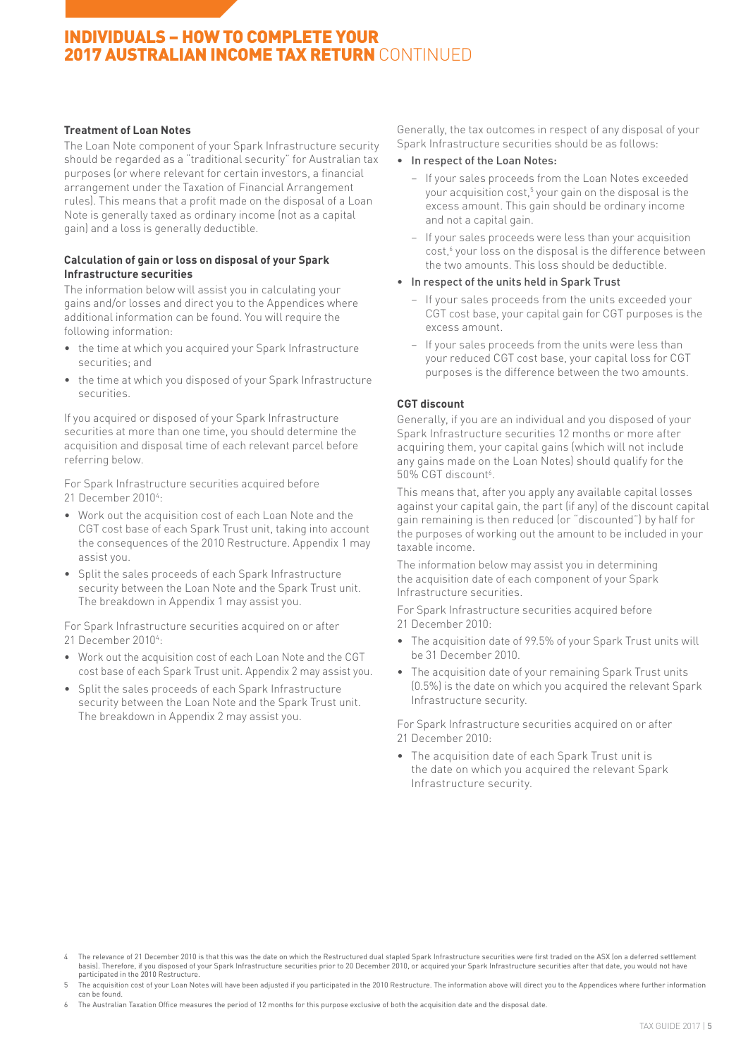# INDIVIDUALS – HOW TO COMPLETE YOUR 2017 AUSTRALIAN INCOME TAX RETURN CONTINUED

**Treatment of Loan Notes**

The Loan Note component of your Spark Infrastructure security should be regarded as a "traditional security" for Australian tax purposes (or where relevant for certain investors, a financial arrangement under the Taxation of Financial Arrangement rules). This means that a profit made on the disposal of a Loan Note is generally taxed as ordinary income (not as a capital gain) and a loss is generally deductible.

**Calculation of gain or loss on disposal of your Spark Infrastructure securities**

The information below will assist you in calculating your gains and/or losses and direct you to the Appendices where additional information can be found. You will require the following information:

- the time at which you acquired your Spark Infrastructure securities; and
- the time at which you disposed of your Spark Infrastructure securities.

If you acquired or disposed of your Spark Infrastructure securities at more than one time, you should determine the acquisition and disposal time of each relevant parcel before referring below.

For Spark Infrastructure securities acquired before 21 December 2010[4]:

- Work out the acquisition cost of each Loan Note and the CGT cost base of each Spark Trust unit, taking into account the consequences of the 2010 Restructure. Appendix 1 may assist you.
- Split the sales proceeds of each Spark Infrastructure security between the Loan Note and the Spark Trust unit. The breakdown in Appendix 1 may assist you.

For Spark Infrastructure securities acquired on or after 21 December 2010[4]:

- Work out the acquisition cost of each Loan Note and the CGT cost base of each Spark Trust unit. Appendix 2 may assist you.
- Split the sales proceeds of each Spark Infrastructure security between the Loan Note and the Spark Trust unit. The breakdown in Appendix 2 may assist you.

Generally, the tax outcomes in respect of any disposal of your Spark Infrastructure securities should be as follows:

- In respect of the Loan Notes:
  - If your sales proceeds from the Loan Notes exceeded your acquisition cost,[5] your gain on the disposal is the excess amount. This gain should be ordinary income and not a capital gain.
  - If your sales proceeds were less than your acquisition cost,[6] your loss on the disposal is the difference between the two amounts. This loss should be deductible.
- In respect of the units held in Spark Trust
  - If your sales proceeds from the units exceeded your CGT cost base, your capital gain for CGT purposes is the excess amount.
  - If your sales proceeds from the units were less than your reduced CGT cost base, your capital loss for CGT purposes is the difference between the two amounts.

**CGT discount**

Generally, if you are an individual and you disposed of your Spark Infrastructure securities 12 months or more after acquiring them, your capital gains (which will not include any gains made on the Loan Notes) should qualify for the 50% CGT discount[6].

This means that, after you apply any available capital losses against your capital gain, the part (if any) of the discount capital gain remaining is then reduced (or "discounted") by half for the purposes of working out the amount to be included in your taxable income.

The information below may assist you in determining the acquisition date of each component of your Spark Infrastructure securities.

For Spark Infrastructure securities acquired before 21 December 2010:

- The acquisition date of 99.5% of your Spark Trust units will be 31 December 2010.
- The acquisition date of your remaining Spark Trust units (0.5%) is the date on which you acquired the relevant Spark Infrastructure security.

For Spark Infrastructure securities acquired on or after 21 December 2010:

- The acquisition date of each Spark Trust unit is the date on which you acquired the relevant Spark Infrastructure security.

---

4 The relevance of 21 December 2010 is that this was the date on which the Restructured dual stapled Spark Infrastructure securities were first traded on the ASX (on a deferred settlement basis). Therefore, if you disposed of your Spark Infrastructure securities prior to 20 December 2010, or acquired your Spark Infrastructure securities after that date, you would not have participated in the 2010 Restructure.

5 The acquisition cost of your Loan Notes will have been adjusted if you participated in the 2010 Restructure. The information above will direct you to the Appendices where further information can be found.

6 The Australian Taxation Office measures the period of 12 months for this purpose exclusive of both the acquisition date and the disposal date.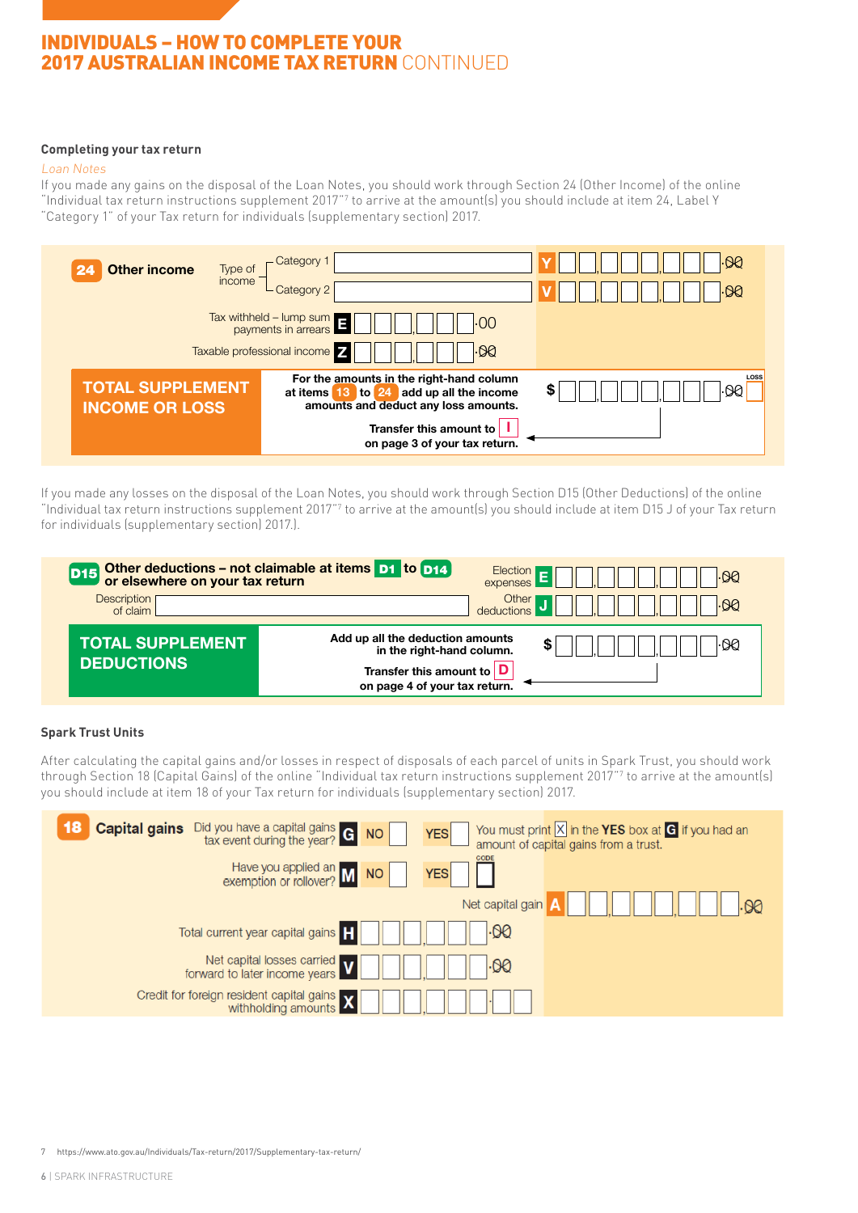## INDIVIDUALS – HOW TO COMPLETE YOUR 2017 AUSTRALIAN INCOME TAX RETURN CONTINUED

### Completing your tax return

*Loan Notes*

If you made any gains on the disposal of the Loan Notes, you should work through Section 24 (Other Income) of the online "Individual tax return instructions supplement 2017"[7] to arrive at the amount(s) you should include at item 24, Label Y "Category 1" of your Tax return for individuals (supplementary section) 2017.

**24 Other income**

| Type of income | | Label | Amount |
|---|---|---|---|
| Category 1 | | Y | .00 |
| Category 2 | | V | .00 |
| Tax withheld – lump sum payments in arrears | E .00 | | |
| Taxable professional income | Z .00 | | |

**TOTAL SUPPLEMENT INCOME OR LOSS**

For the amounts in the right-hand column at items 13 to 24 add up all the income amounts and deduct any loss amounts. $ .00 LOSS

Transfer this amount to **I** on page 3 of your tax return.

If you made any losses on the disposal of the Loan Notes, you should work through Section D15 (Other Deductions) of the online "Individual tax return instructions supplement 2017"[7] to arrive at the amount(s) you should include at item D15 J of your Tax return for individuals (supplementary section) 2017.).

**D15 Other deductions – not claimable at items D1 to D14 or elsewhere on your tax return**

| | Label | Amount |
|---|---|---|
| Election expenses | E | .00 |
| Description of claim / Other deductions | J | .00 |

**TOTAL SUPPLEMENT DEDUCTIONS**

Add up all the deduction amounts in the right-hand column. $ .00

Transfer this amount to **D** on page 4 of your tax return.

### Spark Trust Units

After calculating the capital gains and/or losses in respect of disposals of each parcel of units in Spark Trust, you should work through Section 18 (Capital Gains) of the online "Individual tax return instructions supplement 2017"[7] to arrive at the amount(s) you should include at item 18 of your Tax return for individuals (supplementary section) 2017.

**18 Capital gains**

- Did you have a capital gains tax event during the year? **G** NO / YES — You must print X in the **YES** box at **G** if you had an amount of capital gains from a trust.
- Have you applied an exemption or rollover? **M** NO / YES — CODE
- Net capital gain **A** .00
- Total current year capital gains **H** .00
- Net capital losses carried forward to later income years **V** .00
- Credit for foreign resident capital gains withholding amounts **X**

7 https://www.ato.gov.au/Individuals/Tax-return/2017/Supplementary-tax-return/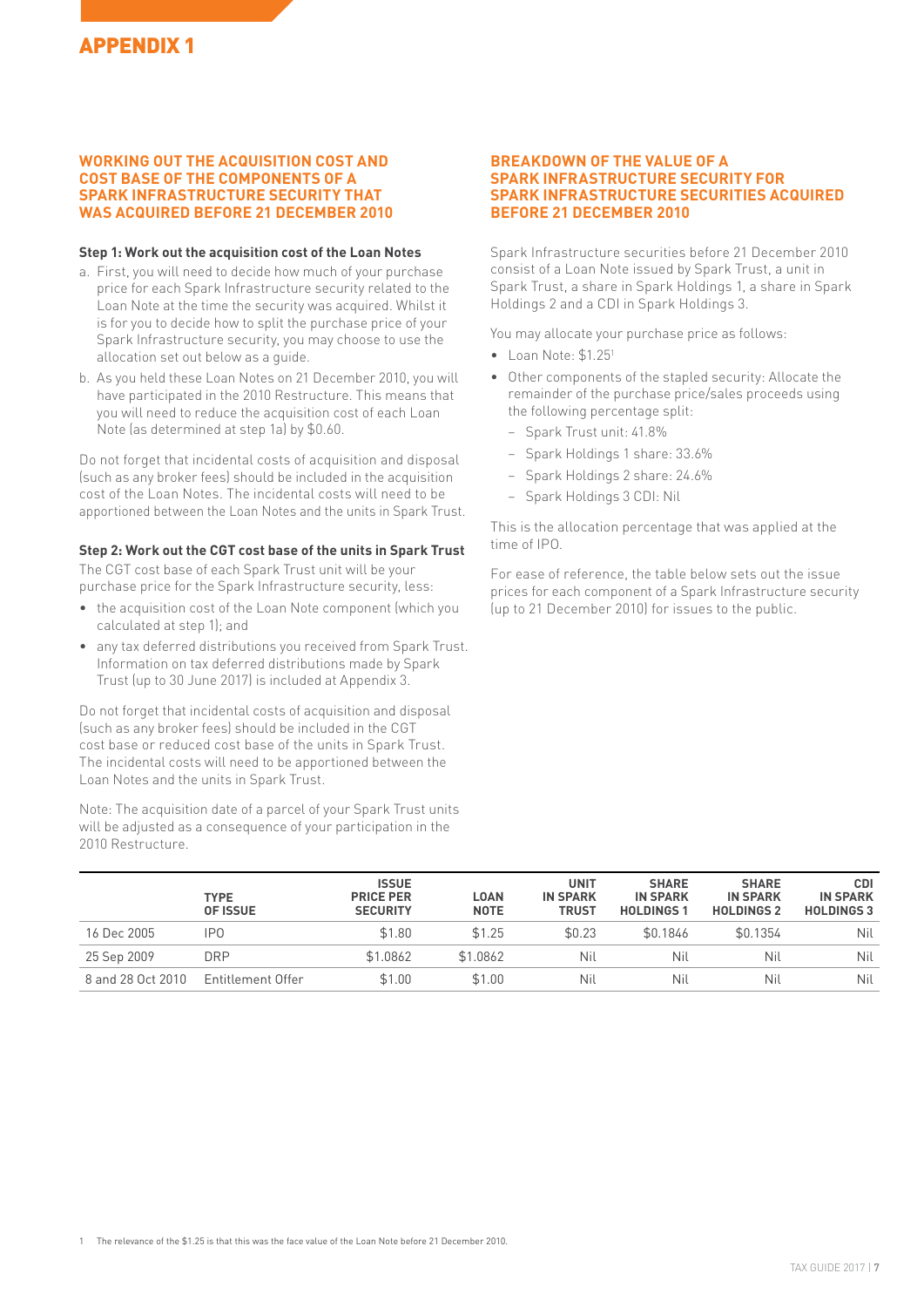# APPENDIX 1

## WORKING OUT THE ACQUISITION COST AND COST BASE OF THE COMPONENTS OF A SPARK INFRASTRUCTURE SECURITY THAT WAS ACQUIRED BEFORE 21 DECEMBER 2010

### Step 1: Work out the acquisition cost of the Loan Notes

a. First, you will need to decide how much of your purchase price for each Spark Infrastructure security related to the Loan Note at the time the security was acquired. Whilst it is for you to decide how to split the purchase price of your Spark Infrastructure security, you may choose to use the allocation set out below as a guide.

b. As you held these Loan Notes on 21 December 2010, you will have participated in the 2010 Restructure. This means that you will need to reduce the acquisition cost of each Loan Note (as determined at step 1a) by $0.60.

Do not forget that incidental costs of acquisition and disposal (such as any broker fees) should be included in the acquisition cost of the Loan Notes. The incidental costs will need to be apportioned between the Loan Notes and the units in Spark Trust.

### Step 2: Work out the CGT cost base of the units in Spark Trust

The CGT cost base of each Spark Trust unit will be your purchase price for the Spark Infrastructure security, less:

- the acquisition cost of the Loan Note component (which you calculated at step 1); and
- any tax deferred distributions you received from Spark Trust. Information on tax deferred distributions made by Spark Trust (up to 30 June 2017) is included at Appendix 3.

Do not forget that incidental costs of acquisition and disposal (such as any broker fees) should be included in the CGT cost base or reduced cost base of the units in Spark Trust. The incidental costs will need to be apportioned between the Loan Notes and the units in Spark Trust.

Note: The acquisition date of a parcel of your Spark Trust units will be adjusted as a consequence of your participation in the 2010 Restructure.

## BREAKDOWN OF THE VALUE OF A SPARK INFRASTRUCTURE SECURITY FOR SPARK INFRASTRUCTURE SECURITIES ACQUIRED BEFORE 21 DECEMBER 2010

Spark Infrastructure securities before 21 December 2010 consist of a Loan Note issued by Spark Trust, a unit in Spark Trust, a share in Spark Holdings 1, a share in Spark Holdings 2 and a CDI in Spark Holdings 3.

You may allocate your purchase price as follows:

- Loan Note: $1.25[1]
- Other components of the stapled security: Allocate the remainder of the purchase price/sales proceeds using the following percentage split:
  - Spark Trust unit: 41.8%
  - Spark Holdings 1 share: 33.6%
  - Spark Holdings 2 share: 24.6%
  - Spark Holdings 3 CDI: Nil

This is the allocation percentage that was applied at the time of IPO.

For ease of reference, the table below sets out the issue prices for each component of a Spark Infrastructure security (up to 21 December 2010) for issues to the public.

| | TYPE OF ISSUE | ISSUE PRICE PER SECURITY | LOAN NOTE | UNIT IN SPARK TRUST | SHARE IN SPARK HOLDINGS 1 | SHARE IN SPARK HOLDINGS 2 | CDI IN SPARK HOLDINGS 3 |
|---|---|---|---|---|---|---|---|
| 16 Dec 2005 | IPO | $1.80 | $1.25 | $0.23 | $0.1846 | $0.1354 | Nil |
| 25 Sep 2009 | DRP | $1.0862 | $1.0862 | Nil | Nil | Nil | Nil |
| 8 and 28 Oct 2010 | Entitlement Offer | $1.00 | $1.00 | Nil | Nil | Nil | Nil |

1 The relevance of the $1.25 is that this was the face value of the Loan Note before 21 December 2010.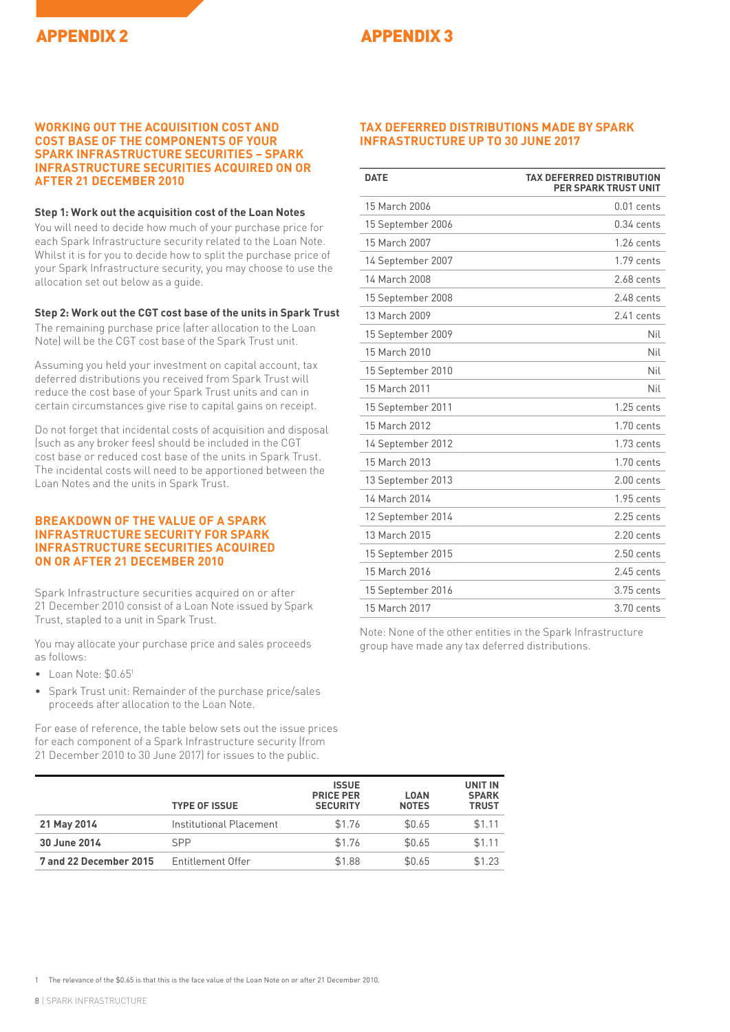# APPENDIX 2

## WORKING OUT THE ACQUISITION COST AND COST BASE OF THE COMPONENTS OF YOUR SPARK INFRASTRUCTURE SECURITIES – SPARK INFRASTRUCTURE SECURITIES ACQUIRED ON OR AFTER 21 DECEMBER 2010

**Step 1: Work out the acquisition cost of the Loan Notes**

You will need to decide how much of your purchase price for each Spark Infrastructure security related to the Loan Note. Whilst it is for you to decide how to split the purchase price of your Spark Infrastructure security, you may choose to use the allocation set out below as a guide.

**Step 2: Work out the CGT cost base of the units in Spark Trust**

The remaining purchase price (after allocation to the Loan Note) will be the CGT cost base of the Spark Trust unit.

Assuming you held your investment on capital account, tax deferred distributions you received from Spark Trust will reduce the cost base of your Spark Trust units and can in certain circumstances give rise to capital gains on receipt.

Do not forget that incidental costs of acquisition and disposal (such as any broker fees) should be included in the CGT cost base or reduced cost base of the units in Spark Trust. The incidental costs will need to be apportioned between the Loan Notes and the units in Spark Trust.

## BREAKDOWN OF THE VALUE OF A SPARK INFRASTRUCTURE SECURITY FOR SPARK INFRASTRUCTURE SECURITIES ACQUIRED ON OR AFTER 21 DECEMBER 2010

Spark Infrastructure securities acquired on or after 21 December 2010 consist of a Loan Note issued by Spark Trust, stapled to a unit in Spark Trust.

You may allocate your purchase price and sales proceeds as follows:

- Loan Note: $0.65[1]
- Spark Trust unit: Remainder of the purchase price/sales proceeds after allocation to the Loan Note.

For ease of reference, the table below sets out the issue prices for each component of a Spark Infrastructure security (from 21 December 2010 to 30 June 2017) for issues to the public.

| | TYPE OF ISSUE | ISSUE PRICE PER SECURITY | LOAN NOTES | UNIT IN SPARK TRUST |
|---|---|---|---|---|
| **21 May 2014** | Institutional Placement | $1.76 | $0.65 | $1.11 |
| **30 June 2014** | SPP | $1.76 | $0.65 | $1.11 |
| **7 and 22 December 2015** | Entitlement Offer | $1.88 | $0.65 | $1.23 |

# APPENDIX 3

## TAX DEFERRED DISTRIBUTIONS MADE BY SPARK INFRASTRUCTURE UP TO 30 JUNE 2017

| DATE | TAX DEFERRED DISTRIBUTION PER SPARK TRUST UNIT |
|---|---|
| 15 March 2006 | 0.01 cents |
| 15 September 2006 | 0.34 cents |
| 15 March 2007 | 1.26 cents |
| 14 September 2007 | 1.79 cents |
| 14 March 2008 | 2.68 cents |
| 15 September 2008 | 2.48 cents |
| 13 March 2009 | 2.41 cents |
| 15 September 2009 | Nil |
| 15 March 2010 | Nil |
| 15 September 2010 | Nil |
| 15 March 2011 | Nil |
| 15 September 2011 | 1.25 cents |
| 15 March 2012 | 1.70 cents |
| 14 September 2012 | 1.73 cents |
| 15 March 2013 | 1.70 cents |
| 13 September 2013 | 2.00 cents |
| 14 March 2014 | 1.95 cents |
| 12 September 2014 | 2.25 cents |
| 13 March 2015 | 2.20 cents |
| 15 September 2015 | 2.50 cents |
| 15 March 2016 | 2.45 cents |
| 15 September 2016 | 3.75 cents |
| 15 March 2017 | 3.70 cents |

Note: None of the other entities in the Spark Infrastructure group have made any tax deferred distributions.

[1] The relevance of the $0.65 is that this is the face value of the Loan Note on or after 21 December 2010.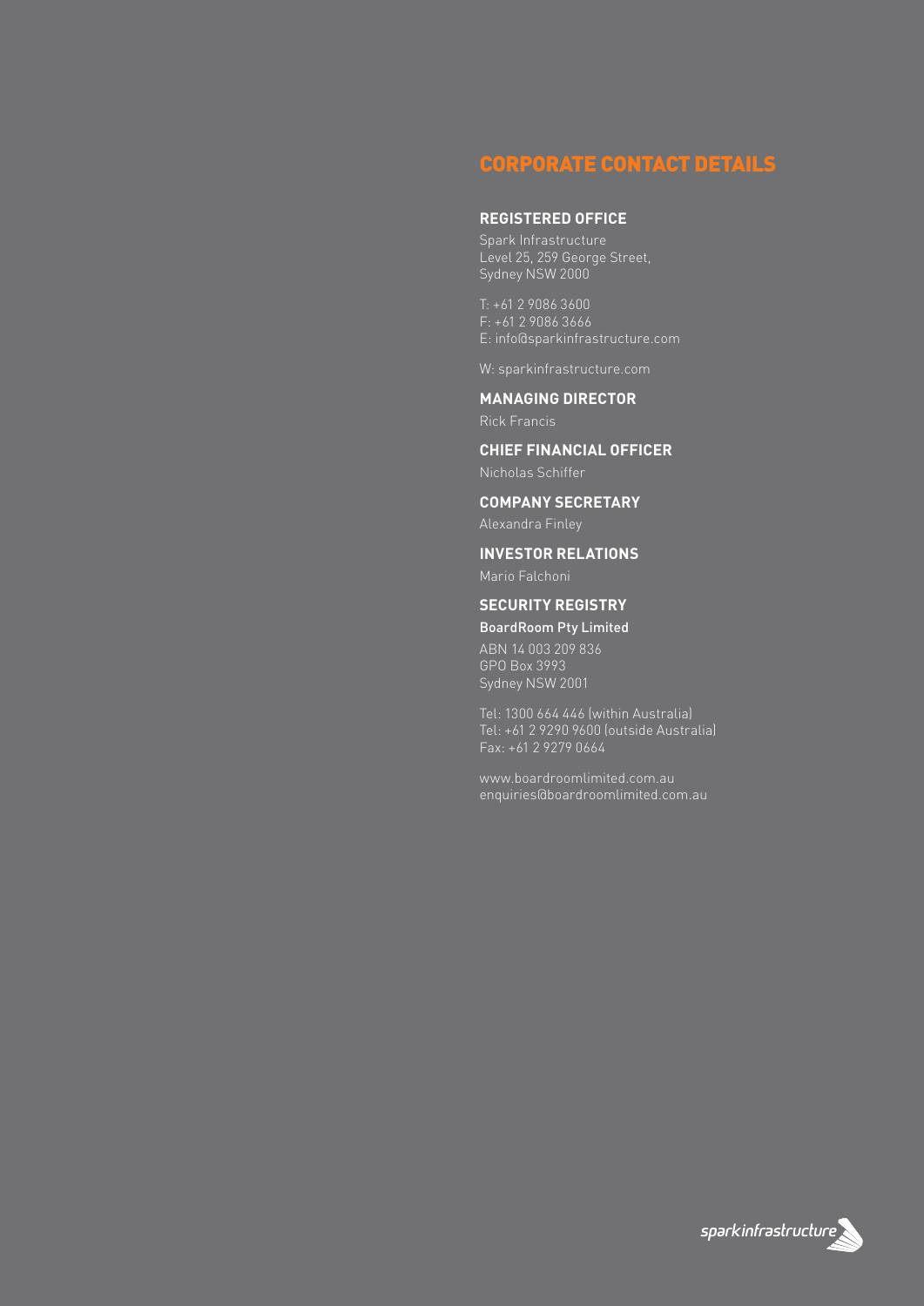# CORPORATE CONTACT DETAILS

## REGISTERED OFFICE

Spark Infrastructure
Level 25, 259 George Street,
Sydney NSW 2000

T: +61 2 9086 3600
F: +61 2 9086 3666
E: info@sparkinfrastructure.com

W: sparkinfrastructure.com

## MANAGING DIRECTOR

Rick Francis

## CHIEF FINANCIAL OFFICER

Nicholas Schiffer

## COMPANY SECRETARY

Alexandra Finley

## INVESTOR RELATIONS

Mario Falchoni

## SECURITY REGISTRY

**BoardRoom Pty Limited**

ABN 14 003 209 836
GPO Box 3993
Sydney NSW 2001

Tel: 1300 664 446 (within Australia)
Tel: +61 2 9290 9600 (outside Australia)
Fax: +61 2 9279 0664

www.boardroomlimited.com.au
enquiries@boardroomlimited.com.au

sparkinfrastructure